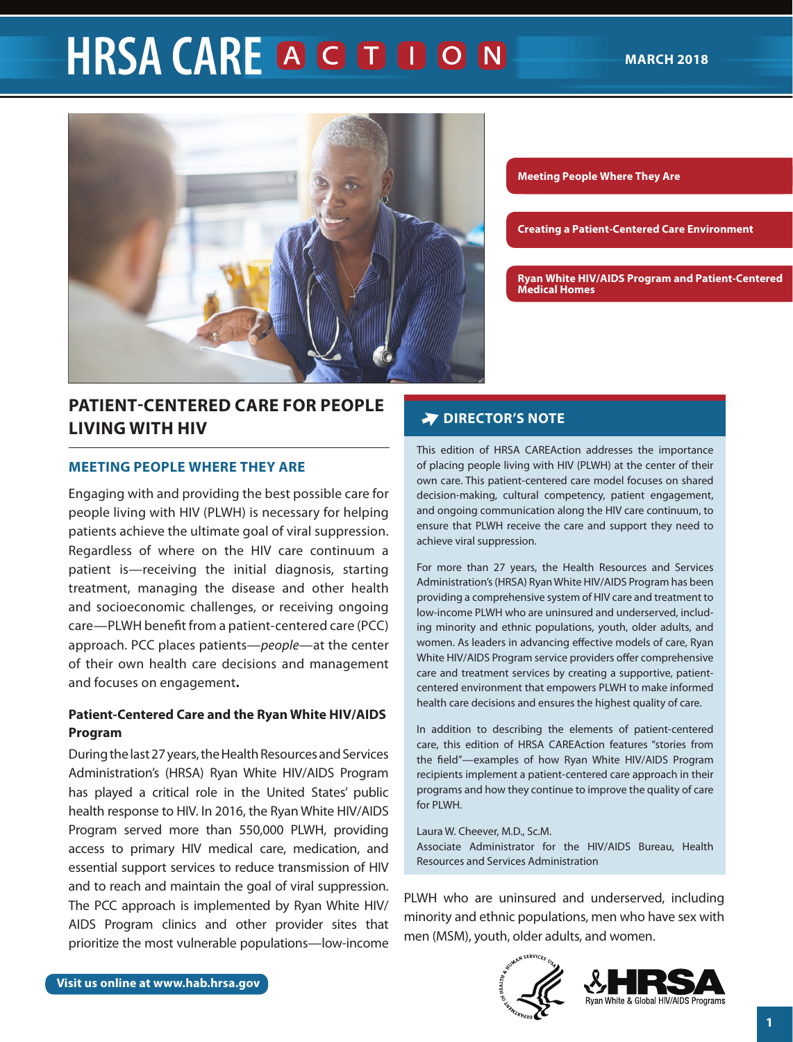# HRSA CARE ACTION

MARCH 2018

- Meeting People Where They Are
- Creating a Patient-Centered Care Environment
- Ryan White HIV/AIDS Program and Patient-Centered Medical Homes

## PATIENT-CENTERED CARE FOR PEOPLE LIVING WITH HIV

### MEETING PEOPLE WHERE THEY ARE

Engaging with and providing the best possible care for people living with HIV (PLWH) is necessary for helping patients achieve the ultimate goal of viral suppression. Regardless of where on the HIV care continuum a patient is—receiving the initial diagnosis, starting treatment, managing the disease and other health and socioeconomic challenges, or receiving ongoing care—PLWH benefit from a patient-centered care (PCC) approach. PCC places patients—*people*—at the center of their own health care decisions and management and focuses on engagement**.**

#### Patient-Centered Care and the Ryan White HIV/AIDS Program

During the last 27 years, the Health Resources and Services Administration's (HRSA) Ryan White HIV/AIDS Program has played a critical role in the United States' public health response to HIV. In 2016, the Ryan White HIV/AIDS Program served more than 550,000 PLWH, providing access to primary HIV medical care, medication, and essential support services to reduce transmission of HIV and to reach and maintain the goal of viral suppression. The PCC approach is implemented by Ryan White HIV/AIDS Program clinics and other provider sites that prioritize the most vulnerable populations—low-income PLWH who are uninsured and underserved, including minority and ethnic populations, men who have sex with men (MSM), youth, older adults, and women.

### DIRECTOR'S NOTE

This edition of HRSA CAREAction addresses the importance of placing people living with HIV (PLWH) at the center of their own care. This patient-centered care model focuses on shared decision-making, cultural competency, patient engagement, and ongoing communication along the HIV care continuum, to ensure that PLWH receive the care and support they need to achieve viral suppression.

For more than 27 years, the Health Resources and Services Administration's (HRSA) Ryan White HIV/AIDS Program has been providing a comprehensive system of HIV care and treatment to low-income PLWH who are uninsured and underserved, including minority and ethnic populations, youth, older adults, and women. As leaders in advancing effective models of care, Ryan White HIV/AIDS Program service providers offer comprehensive care and treatment services by creating a supportive, patient-centered environment that empowers PLWH to make informed health care decisions and ensures the highest quality of care.

In addition to describing the elements of patient-centered care, this edition of HRSA CAREAction features "stories from the field"—examples of how Ryan White HIV/AIDS Program recipients implement a patient-centered care approach in their programs and how they continue to improve the quality of care for PLWH.

Laura W. Cheever, M.D., Sc.M.
Associate Administrator for the HIV/AIDS Bureau, Health Resources and Services Administration

Visit us online at www.hab.hrsa.gov

HRSA Ryan White & Global HIV/AIDS Programs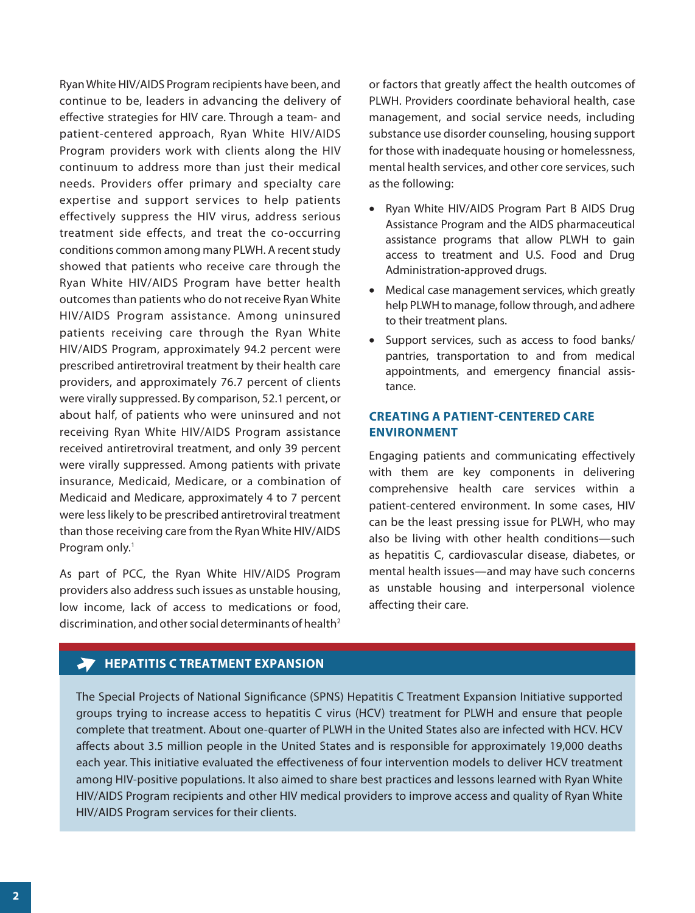Ryan White HIV/AIDS Program recipients have been, and continue to be, leaders in advancing the delivery of effective strategies for HIV care. Through a team- and patient-centered approach, Ryan White HIV/AIDS Program providers work with clients along the HIV continuum to address more than just their medical needs. Providers offer primary and specialty care expertise and support services to help patients effectively suppress the HIV virus, address serious treatment side effects, and treat the co-occurring conditions common among many PLWH. A recent study showed that patients who receive care through the Ryan White HIV/AIDS Program have better health outcomes than patients who do not receive Ryan White HIV/AIDS Program assistance. Among uninsured patients receiving care through the Ryan White HIV/AIDS Program, approximately 94.2 percent were prescribed antiretroviral treatment by their health care providers, and approximately 76.7 percent of clients were virally suppressed. By comparison, 52.1 percent, or about half, of patients who were uninsured and not receiving Ryan White HIV/AIDS Program assistance received antiretroviral treatment, and only 39 percent were virally suppressed. Among patients with private insurance, Medicaid, Medicare, or a combination of Medicaid and Medicare, approximately 4 to 7 percent were less likely to be prescribed antiretroviral treatment than those receiving care from the Ryan White HIV/AIDS Program only.[1]

As part of PCC, the Ryan White HIV/AIDS Program providers also address such issues as unstable housing, low income, lack of access to medications or food, discrimination, and other social determinants of health[2] or factors that greatly affect the health outcomes of PLWH. Providers coordinate behavioral health, case management, and social service needs, including substance use disorder counseling, housing support for those with inadequate housing or homelessness, mental health services, and other core services, such as the following:

- Ryan White HIV/AIDS Program Part B AIDS Drug Assistance Program and the AIDS pharmaceutical assistance programs that allow PLWH to gain access to treatment and U.S. Food and Drug Administration-approved drugs.
- Medical case management services, which greatly help PLWH to manage, follow through, and adhere to their treatment plans.
- Support services, such as access to food banks/pantries, transportation to and from medical appointments, and emergency financial assistance.

## CREATING A PATIENT-CENTERED CARE ENVIRONMENT

Engaging patients and communicating effectively with them are key components in delivering comprehensive health care services within a patient-centered environment. In some cases, HIV can be the least pressing issue for PLWH, who may also be living with other health conditions—such as hepatitis C, cardiovascular disease, diabetes, or mental health issues—and may have such concerns as unstable housing and interpersonal violence affecting their care.

### HEPATITIS C TREATMENT EXPANSION

The Special Projects of National Significance (SPNS) Hepatitis C Treatment Expansion Initiative supported groups trying to increase access to hepatitis C virus (HCV) treatment for PLWH and ensure that people complete that treatment. About one-quarter of PLWH in the United States also are infected with HCV. HCV affects about 3.5 million people in the United States and is responsible for approximately 19,000 deaths each year. This initiative evaluated the effectiveness of four intervention models to deliver HCV treatment among HIV-positive populations. It also aimed to share best practices and lessons learned with Ryan White HIV/AIDS Program recipients and other HIV medical providers to improve access and quality of Ryan White HIV/AIDS Program services for their clients.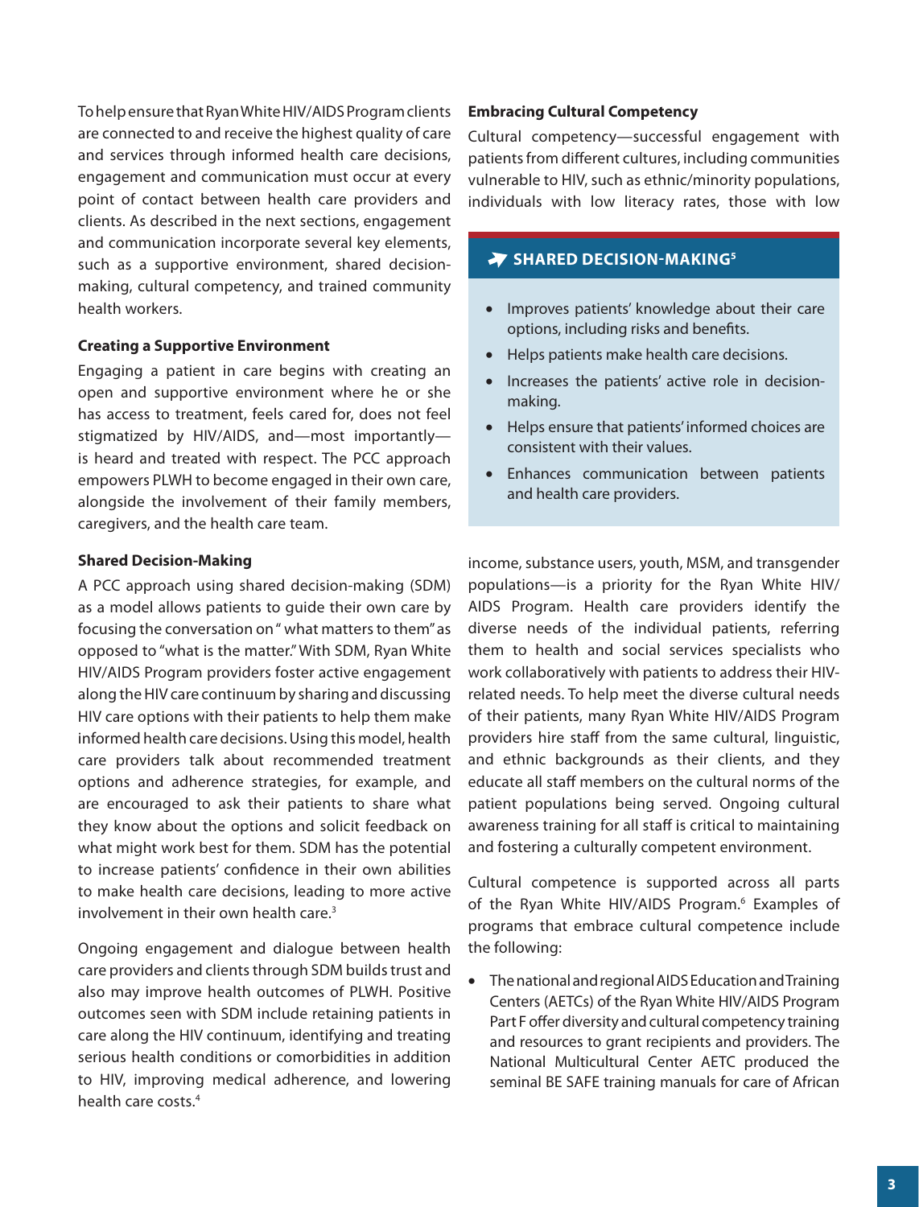To help ensure that Ryan White HIV/AIDS Program clients are connected to and receive the highest quality of care and services through informed health care decisions, engagement and communication must occur at every point of contact between health care providers and clients. As described in the next sections, engagement and communication incorporate several key elements, such as a supportive environment, shared decision-making, cultural competency, and trained community health workers.

**Creating a Supportive Environment**

Engaging a patient in care begins with creating an open and supportive environment where he or she has access to treatment, feels cared for, does not feel stigmatized by HIV/AIDS, and—most importantly—is heard and treated with respect. The PCC approach empowers PLWH to become engaged in their own care, alongside the involvement of their family members, caregivers, and the health care team.

**Shared Decision-Making**

A PCC approach using shared decision-making (SDM) as a model allows patients to guide their own care by focusing the conversation on " what matters to them" as opposed to "what is the matter." With SDM, Ryan White HIV/AIDS Program providers foster active engagement along the HIV care continuum by sharing and discussing HIV care options with their patients to help them make informed health care decisions. Using this model, health care providers talk about recommended treatment options and adherence strategies, for example, and are encouraged to ask their patients to share what they know about the options and solicit feedback on what might work best for them. SDM has the potential to increase patients' confidence in their own abilities to make health care decisions, leading to more active involvement in their own health care.[3]

Ongoing engagement and dialogue between health care providers and clients through SDM builds trust and also may improve health outcomes of PLWH. Positive outcomes seen with SDM include retaining patients in care along the HIV continuum, identifying and treating serious health conditions or comorbidities in addition to HIV, improving medical adherence, and lowering health care costs.[4]

### SHARED DECISION-MAKING[5]

- Improves patients' knowledge about their care options, including risks and benefits.
- Helps patients make health care decisions.
- Increases the patients' active role in decision-making.
- Helps ensure that patients' informed choices are consistent with their values.
- Enhances communication between patients and health care providers.

**Embracing Cultural Competency**

Cultural competency—successful engagement with patients from different cultures, including communities vulnerable to HIV, such as ethnic/minority populations, individuals with low literacy rates, those with low income, substance users, youth, MSM, and transgender populations—is a priority for the Ryan White HIV/AIDS Program. Health care providers identify the diverse needs of the individual patients, referring them to health and social services specialists who work collaboratively with patients to address their HIV-related needs. To help meet the diverse cultural needs of their patients, many Ryan White HIV/AIDS Program providers hire staff from the same cultural, linguistic, and ethnic backgrounds as their clients, and they educate all staff members on the cultural norms of the patient populations being served. Ongoing cultural awareness training for all staff is critical to maintaining and fostering a culturally competent environment.

Cultural competence is supported across all parts of the Ryan White HIV/AIDS Program.[6] Examples of programs that embrace cultural competence include the following:

- The national and regional AIDS Education and Training Centers (AETCs) of the Ryan White HIV/AIDS Program Part F offer diversity and cultural competency training and resources to grant recipients and providers. The National Multicultural Center AETC produced the seminal BE SAFE training manuals for care of African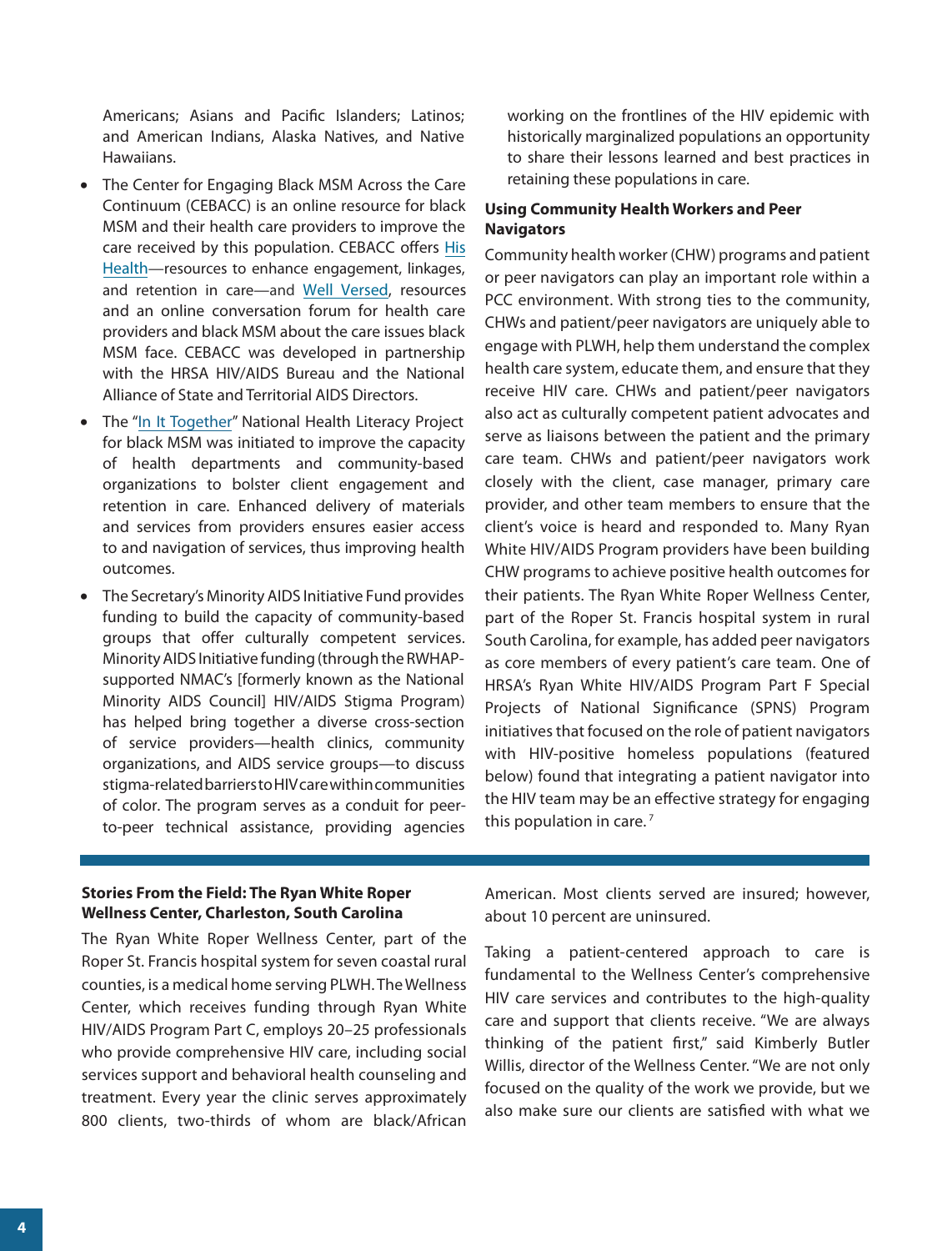Americans; Asians and Pacific Islanders; Latinos; and American Indians, Alaska Natives, and Native Hawaiians.

- The Center for Engaging Black MSM Across the Care Continuum (CEBACC) is an online resource for black MSM and their health care providers to improve the care received by this population. CEBACC offers His Health—resources to enhance engagement, linkages, and retention in care—and Well Versed, resources and an online conversation forum for health care providers and black MSM about the care issues black MSM face. CEBACC was developed in partnership with the HRSA HIV/AIDS Bureau and the National Alliance of State and Territorial AIDS Directors.
- The "In It Together" National Health Literacy Project for black MSM was initiated to improve the capacity of health departments and community-based organizations to bolster client engagement and retention in care. Enhanced delivery of materials and services from providers ensures easier access to and navigation of services, thus improving health outcomes.
- The Secretary's Minority AIDS Initiative Fund provides funding to build the capacity of community-based groups that offer culturally competent services. Minority AIDS Initiative funding (through the RWHAP-supported NMAC's [formerly known as the National Minority AIDS Council] HIV/AIDS Stigma Program) has helped bring together a diverse cross-section of service providers—health clinics, community organizations, and AIDS service groups—to discuss stigma-related barriers to HIV care within communities of color. The program serves as a conduit for peer-to-peer technical assistance, providing agencies working on the frontlines of the HIV epidemic with historically marginalized populations an opportunity to share their lessons learned and best practices in retaining these populations in care.

### Using Community Health Workers and Peer Navigators

Community health worker (CHW) programs and patient or peer navigators can play an important role within a PCC environment. With strong ties to the community, CHWs and patient/peer navigators are uniquely able to engage with PLWH, help them understand the complex health care system, educate them, and ensure that they receive HIV care. CHWs and patient/peer navigators also act as culturally competent patient advocates and serve as liaisons between the patient and the primary care team. CHWs and patient/peer navigators work closely with the client, case manager, primary care provider, and other team members to ensure that the client's voice is heard and responded to. Many Ryan White HIV/AIDS Program providers have been building CHW programs to achieve positive health outcomes for their patients. The Ryan White Roper Wellness Center, part of the Roper St. Francis hospital system in rural South Carolina, for example, has added peer navigators as core members of every patient's care team. One of HRSA's Ryan White HIV/AIDS Program Part F Special Projects of National Significance (SPNS) Program initiatives that focused on the role of patient navigators with HIV-positive homeless populations (featured below) found that integrating a patient navigator into the HIV team may be an effective strategy for engaging this population in care.[7]

---

### Stories From the Field: The Ryan White Roper Wellness Center, Charleston, South Carolina

The Ryan White Roper Wellness Center, part of the Roper St. Francis hospital system for seven coastal rural counties, is a medical home serving PLWH. The Wellness Center, which receives funding through Ryan White HIV/AIDS Program Part C, employs 20–25 professionals who provide comprehensive HIV care, including social services support and behavioral health counseling and treatment. Every year the clinic serves approximately 800 clients, two-thirds of whom are black/African American. Most clients served are insured; however, about 10 percent are uninsured.

Taking a patient-centered approach to care is fundamental to the Wellness Center's comprehensive HIV care services and contributes to the high-quality care and support that clients receive. "We are always thinking of the patient first," said Kimberly Butler Willis, director of the Wellness Center. "We are not only focused on the quality of the work we provide, but we also make sure our clients are satisfied with what we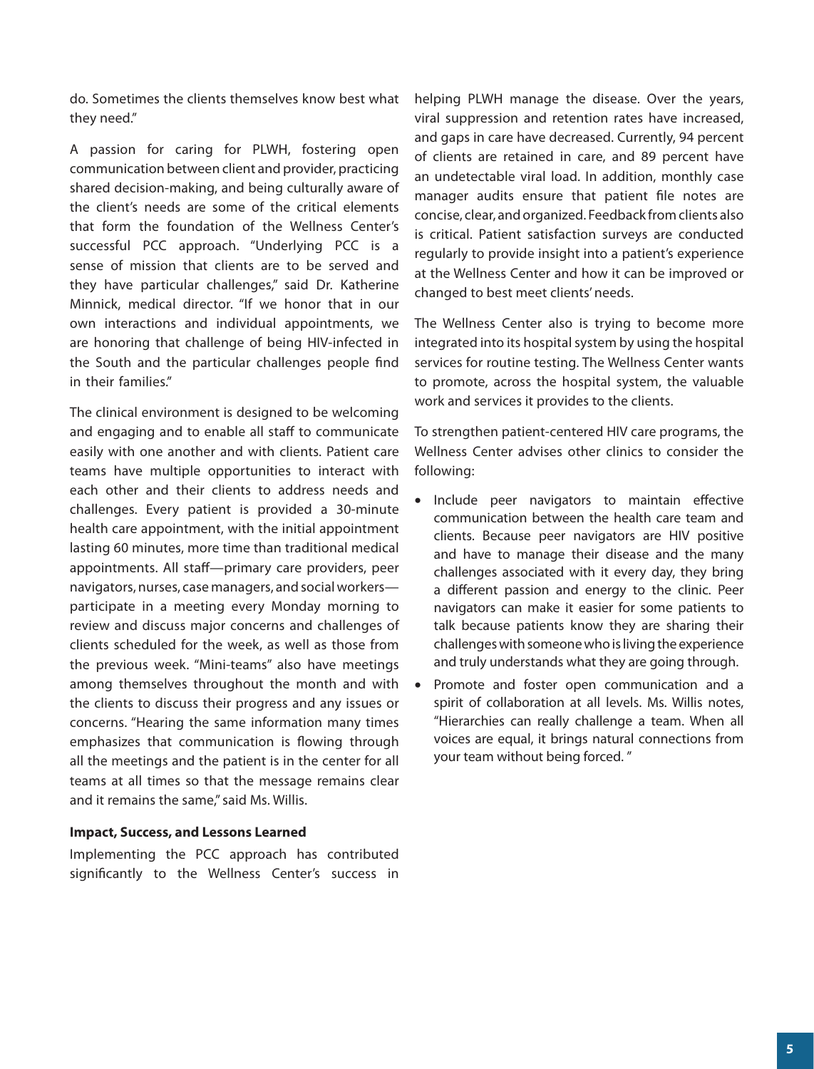do. Sometimes the clients themselves know best what they need."

A passion for caring for PLWH, fostering open communication between client and provider, practicing shared decision-making, and being culturally aware of the client's needs are some of the critical elements that form the foundation of the Wellness Center's successful PCC approach. "Underlying PCC is a sense of mission that clients are to be served and they have particular challenges," said Dr. Katherine Minnick, medical director. "If we honor that in our own interactions and individual appointments, we are honoring that challenge of being HIV-infected in the South and the particular challenges people find in their families."

The clinical environment is designed to be welcoming and engaging and to enable all staff to communicate easily with one another and with clients. Patient care teams have multiple opportunities to interact with each other and their clients to address needs and challenges. Every patient is provided a 30-minute health care appointment, with the initial appointment lasting 60 minutes, more time than traditional medical appointments. All staff—primary care providers, peer navigators, nurses, case managers, and social workers—participate in a meeting every Monday morning to review and discuss major concerns and challenges of clients scheduled for the week, as well as those from the previous week. "Mini-teams" also have meetings among themselves throughout the month and with the clients to discuss their progress and any issues or concerns. "Hearing the same information many times emphasizes that communication is flowing through all the meetings and the patient is in the center for all teams at all times so that the message remains clear and it remains the same," said Ms. Willis.

**Impact, Success, and Lessons Learned**

Implementing the PCC approach has contributed significantly to the Wellness Center's success in helping PLWH manage the disease. Over the years, viral suppression and retention rates have increased, and gaps in care have decreased. Currently, 94 percent of clients are retained in care, and 89 percent have an undetectable viral load. In addition, monthly case manager audits ensure that patient file notes are concise, clear, and organized. Feedback from clients also is critical. Patient satisfaction surveys are conducted regularly to provide insight into a patient's experience at the Wellness Center and how it can be improved or changed to best meet clients' needs.

The Wellness Center also is trying to become more integrated into its hospital system by using the hospital services for routine testing. The Wellness Center wants to promote, across the hospital system, the valuable work and services it provides to the clients.

To strengthen patient-centered HIV care programs, the Wellness Center advises other clinics to consider the following:

- Include peer navigators to maintain effective communication between the health care team and clients. Because peer navigators are HIV positive and have to manage their disease and the many challenges associated with it every day, they bring a different passion and energy to the clinic. Peer navigators can make it easier for some patients to talk because patients know they are sharing their challenges with someone who is living the experience and truly understands what they are going through.
- Promote and foster open communication and a spirit of collaboration at all levels. Ms. Willis notes, "Hierarchies can really challenge a team. When all voices are equal, it brings natural connections from your team without being forced. "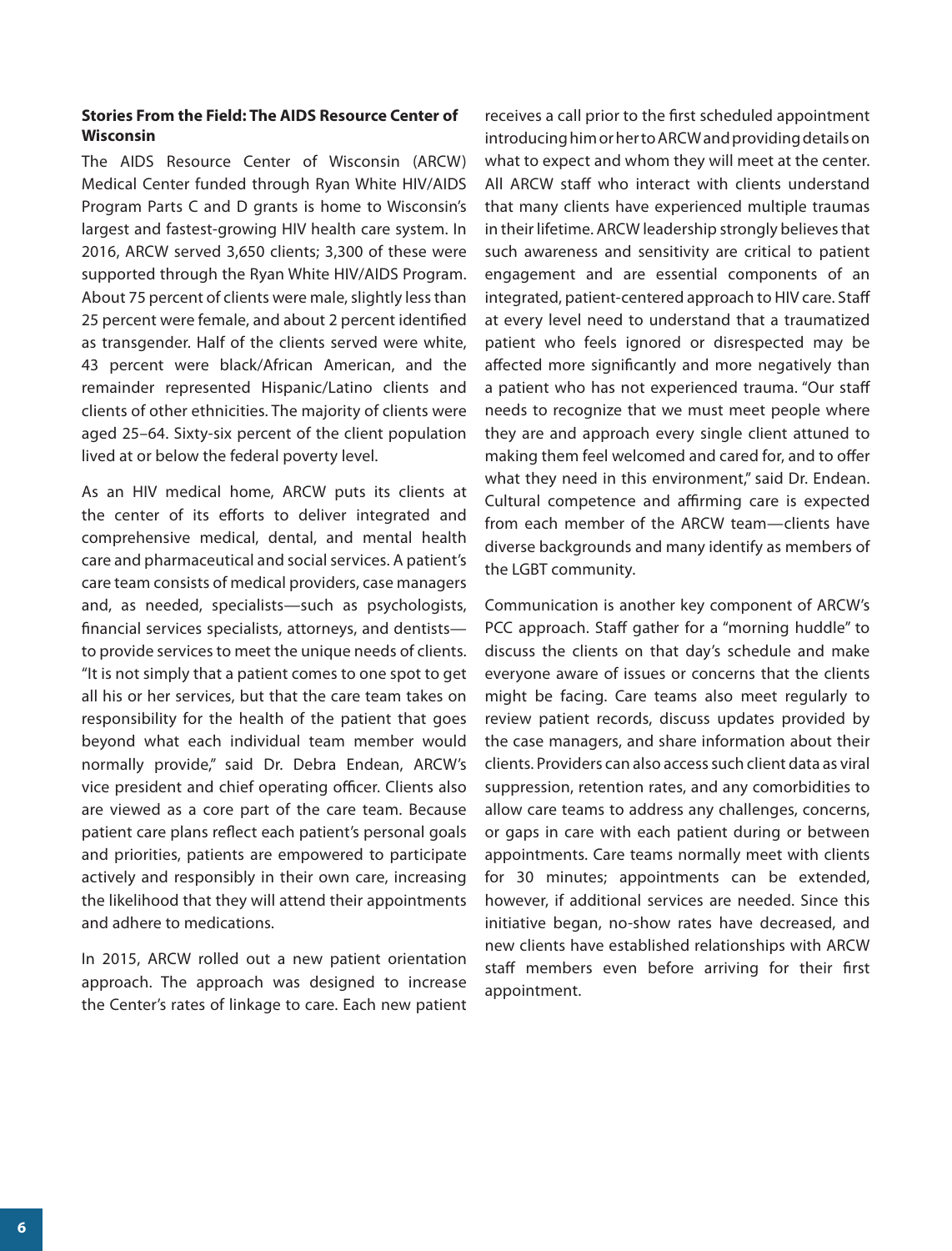**Stories From the Field: The AIDS Resource Center of Wisconsin**

The AIDS Resource Center of Wisconsin (ARCW) Medical Center funded through Ryan White HIV/AIDS Program Parts C and D grants is home to Wisconsin's largest and fastest-growing HIV health care system. In 2016, ARCW served 3,650 clients; 3,300 of these were supported through the Ryan White HIV/AIDS Program. About 75 percent of clients were male, slightly less than 25 percent were female, and about 2 percent identified as transgender. Half of the clients served were white, 43 percent were black/African American, and the remainder represented Hispanic/Latino clients and clients of other ethnicities. The majority of clients were aged 25–64. Sixty-six percent of the client population lived at or below the federal poverty level.

As an HIV medical home, ARCW puts its clients at the center of its efforts to deliver integrated and comprehensive medical, dental, and mental health care and pharmaceutical and social services. A patient's care team consists of medical providers, case managers and, as needed, specialists—such as psychologists, financial services specialists, attorneys, and dentists—to provide services to meet the unique needs of clients. "It is not simply that a patient comes to one spot to get all his or her services, but that the care team takes on responsibility for the health of the patient that goes beyond what each individual team member would normally provide," said Dr. Debra Endean, ARCW's vice president and chief operating officer. Clients also are viewed as a core part of the care team. Because patient care plans reflect each patient's personal goals and priorities, patients are empowered to participate actively and responsibly in their own care, increasing the likelihood that they will attend their appointments and adhere to medications.

In 2015, ARCW rolled out a new patient orientation approach. The approach was designed to increase the Center's rates of linkage to care. Each new patient receives a call prior to the first scheduled appointment introducing him or her to ARCW and providing details on what to expect and whom they will meet at the center. All ARCW staff who interact with clients understand that many clients have experienced multiple traumas in their lifetime. ARCW leadership strongly believes that such awareness and sensitivity are critical to patient engagement and are essential components of an integrated, patient-centered approach to HIV care. Staff at every level need to understand that a traumatized patient who feels ignored or disrespected may be affected more significantly and more negatively than a patient who has not experienced trauma. "Our staff needs to recognize that we must meet people where they are and approach every single client attuned to making them feel welcomed and cared for, and to offer what they need in this environment," said Dr. Endean. Cultural competence and affirming care is expected from each member of the ARCW team—clients have diverse backgrounds and many identify as members of the LGBT community.

Communication is another key component of ARCW's PCC approach. Staff gather for a "morning huddle" to discuss the clients on that day's schedule and make everyone aware of issues or concerns that the clients might be facing. Care teams also meet regularly to review patient records, discuss updates provided by the case managers, and share information about their clients. Providers can also access such client data as viral suppression, retention rates, and any comorbidities to allow care teams to address any challenges, concerns, or gaps in care with each patient during or between appointments. Care teams normally meet with clients for 30 minutes; appointments can be extended, however, if additional services are needed. Since this initiative began, no-show rates have decreased, and new clients have established relationships with ARCW staff members even before arriving for their first appointment.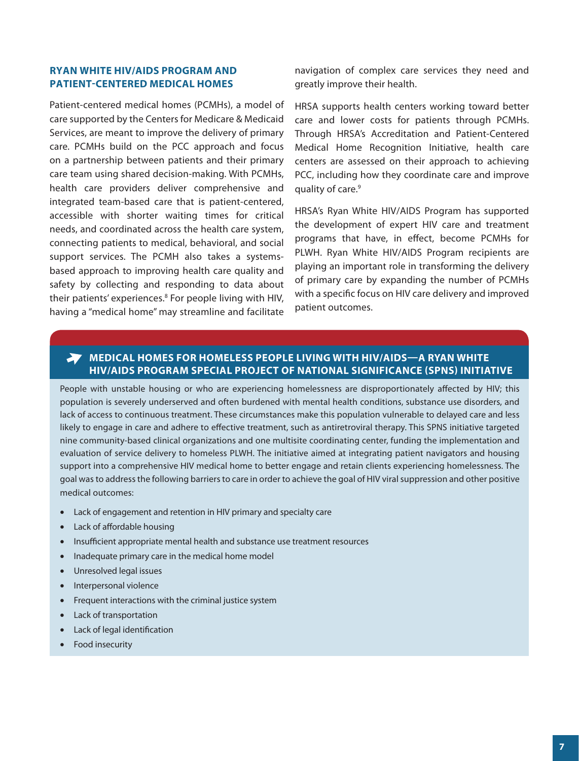## RYAN WHITE HIV/AIDS PROGRAM AND PATIENT-CENTERED MEDICAL HOMES

Patient-centered medical homes (PCMHs), a model of care supported by the Centers for Medicare & Medicaid Services, are meant to improve the delivery of primary care. PCMHs build on the PCC approach and focus on a partnership between patients and their primary care team using shared decision-making. With PCMHs, health care providers deliver comprehensive and integrated team-based care that is patient-centered, accessible with shorter waiting times for critical needs, and coordinated across the health care system, connecting patients to medical, behavioral, and social support services. The PCMH also takes a systems-based approach to improving health care quality and safety by collecting and responding to data about their patients' experiences.[8] For people living with HIV, having a "medical home" may streamline and facilitate navigation of complex care services they need and greatly improve their health.

HRSA supports health centers working toward better care and lower costs for patients through PCMHs. Through HRSA's Accreditation and Patient-Centered Medical Home Recognition Initiative, health care centers are assessed on their approach to achieving PCC, including how they coordinate care and improve quality of care.[9]

HRSA's Ryan White HIV/AIDS Program has supported the development of expert HIV care and treatment programs that have, in effect, become PCMHs for PLWH. Ryan White HIV/AIDS Program recipients are playing an important role in transforming the delivery of primary care by expanding the number of PCMHs with a specific focus on HIV care delivery and improved patient outcomes.

### MEDICAL HOMES FOR HOMELESS PEOPLE LIVING WITH HIV/AIDS—A RYAN WHITE HIV/AIDS PROGRAM SPECIAL PROJECT OF NATIONAL SIGNIFICANCE (SPNS) INITIATIVE

People with unstable housing or who are experiencing homelessness are disproportionately affected by HIV; this population is severely underserved and often burdened with mental health conditions, substance use disorders, and lack of access to continuous treatment. These circumstances make this population vulnerable to delayed care and less likely to engage in care and adhere to effective treatment, such as antiretroviral therapy. This SPNS initiative targeted nine community-based clinical organizations and one multisite coordinating center, funding the implementation and evaluation of service delivery to homeless PLWH. The initiative aimed at integrating patient navigators and housing support into a comprehensive HIV medical home to better engage and retain clients experiencing homelessness. The goal was to address the following barriers to care in order to achieve the goal of HIV viral suppression and other positive medical outcomes:

- Lack of engagement and retention in HIV primary and specialty care
- Lack of affordable housing
- Insufficient appropriate mental health and substance use treatment resources
- Inadequate primary care in the medical home model
- Unresolved legal issues
- Interpersonal violence
- Frequent interactions with the criminal justice system
- Lack of transportation
- Lack of legal identification
- Food insecurity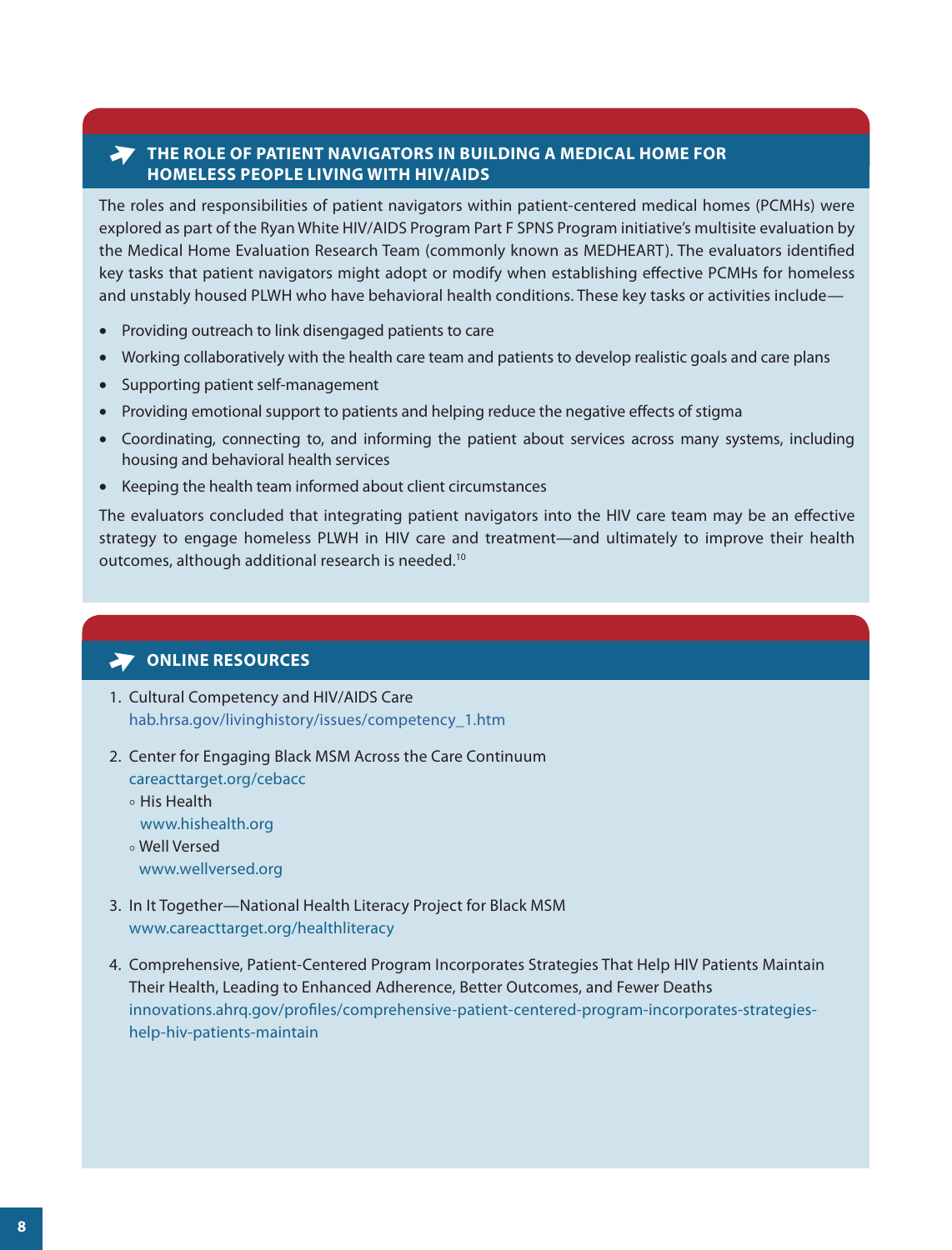## THE ROLE OF PATIENT NAVIGATORS IN BUILDING A MEDICAL HOME FOR HOMELESS PEOPLE LIVING WITH HIV/AIDS

The roles and responsibilities of patient navigators within patient-centered medical homes (PCMHs) were explored as part of the Ryan White HIV/AIDS Program Part F SPNS Program initiative's multisite evaluation by the Medical Home Evaluation Research Team (commonly known as MEDHEART). The evaluators identified key tasks that patient navigators might adopt or modify when establishing effective PCMHs for homeless and unstably housed PLWH who have behavioral health conditions. These key tasks or activities include—

- Providing outreach to link disengaged patients to care
- Working collaboratively with the health care team and patients to develop realistic goals and care plans
- Supporting patient self-management
- Providing emotional support to patients and helping reduce the negative effects of stigma
- Coordinating, connecting to, and informing the patient about services across many systems, including housing and behavioral health services
- Keeping the health team informed about client circumstances

The evaluators concluded that integrating patient navigators into the HIV care team may be an effective strategy to engage homeless PLWH in HIV care and treatment—and ultimately to improve their health outcomes, although additional research is needed.[10]

## ONLINE RESOURCES

1. Cultural Competency and HIV/AIDS Care
   hab.hrsa.gov/livinghistory/issues/competency_1.htm
2. Center for Engaging Black MSM Across the Care Continuum
   careacttarget.org/cebacc
   - His Health
     www.hishealth.org
   - Well Versed
     www.wellversed.org
3. In It Together—National Health Literacy Project for Black MSM
   www.careacttarget.org/healthliteracy
4. Comprehensive, Patient-Centered Program Incorporates Strategies That Help HIV Patients Maintain Their Health, Leading to Enhanced Adherence, Better Outcomes, and Fewer Deaths
   innovations.ahrq.gov/profiles/comprehensive-patient-centered-program-incorporates-strategies-help-hiv-patients-maintain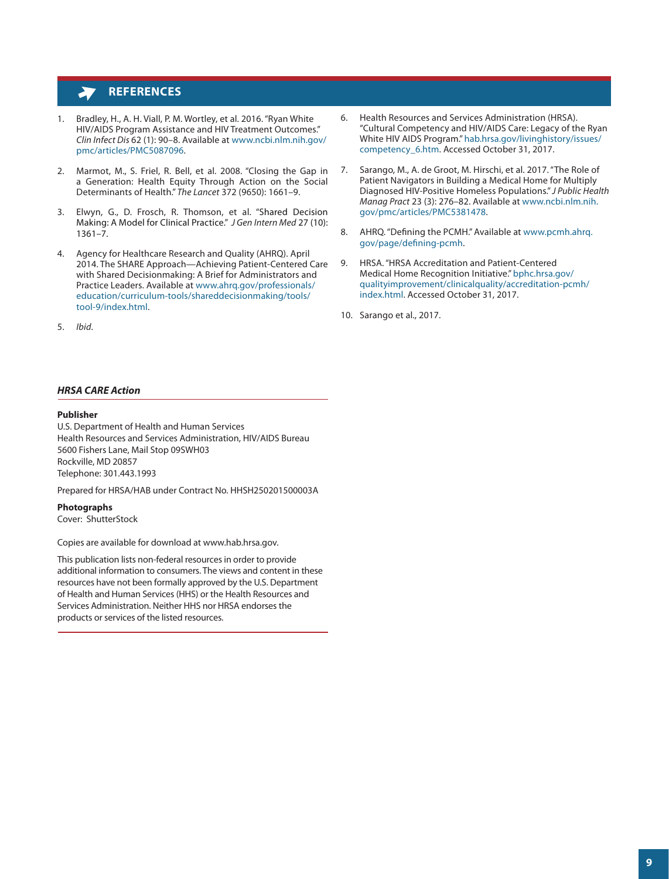## REFERENCES

1. Bradley, H., A. H. Viall, P. M. Wortley, et al. 2016. "Ryan White HIV/AIDS Program Assistance and HIV Treatment Outcomes." *Clin Infect Dis* 62 (1): 90–8. Available at www.ncbi.nlm.nih.gov/pmc/articles/PMC5087096.

2. Marmot, M., S. Friel, R. Bell, et al. 2008. "Closing the Gap in a Generation: Health Equity Through Action on the Social Determinants of Health." *The Lancet* 372 (9650): 1661–9.

3. Elwyn, G., D. Frosch, R. Thomson, et al. "Shared Decision Making: A Model for Clinical Practice." *J Gen Intern Med* 27 (10): 1361–7.

4. Agency for Healthcare Research and Quality (AHRQ). April 2014. The SHARE Approach—Achieving Patient-Centered Care with Shared Decisionmaking: A Brief for Administrators and Practice Leaders. Available at www.ahrq.gov/professionals/education/curriculum-tools/shareddecisionmaking/tools/tool-9/index.html.

5. *Ibid*.

6. Health Resources and Services Administration (HRSA). "Cultural Competency and HIV/AIDS Care: Legacy of the Ryan White HIV AIDS Program." hab.hrsa.gov/livinghistory/issues/competency_6.htm. Accessed October 31, 2017.

7. Sarango, M., A. de Groot, M. Hirschi, et al. 2017. "The Role of Patient Navigators in Building a Medical Home for Multiply Diagnosed HIV-Positive Homeless Populations." *J Public Health Manag Pract* 23 (3): 276–82. Available at www.ncbi.nlm.nih.gov/pmc/articles/PMC5381478.

8. AHRQ. "Defining the PCMH." Available at www.pcmh.ahrq.gov/page/defining-pcmh.

9. HRSA. "HRSA Accreditation and Patient-Centered Medical Home Recognition Initiative." bphc.hrsa.gov/qualityimprovement/clinicalquality/accreditation-pcmh/index.html. Accessed October 31, 2017.

10. Sarango et al., 2017.

***HRSA CARE Action***

**Publisher**
U.S. Department of Health and Human Services
Health Resources and Services Administration, HIV/AIDS Bureau
5600 Fishers Lane, Mail Stop 09SWH03
Rockville, MD 20857
Telephone: 301.443.1993

Prepared for HRSA/HAB under Contract No. HHSH250201500003A

**Photographs**
Cover: ShutterStock

Copies are available for download at www.hab.hrsa.gov.

This publication lists non-federal resources in order to provide additional information to consumers. The views and content in these resources have not been formally approved by the U.S. Department of Health and Human Services (HHS) or the Health Resources and Services Administration. Neither HHS nor HRSA endorses the products or services of the listed resources.